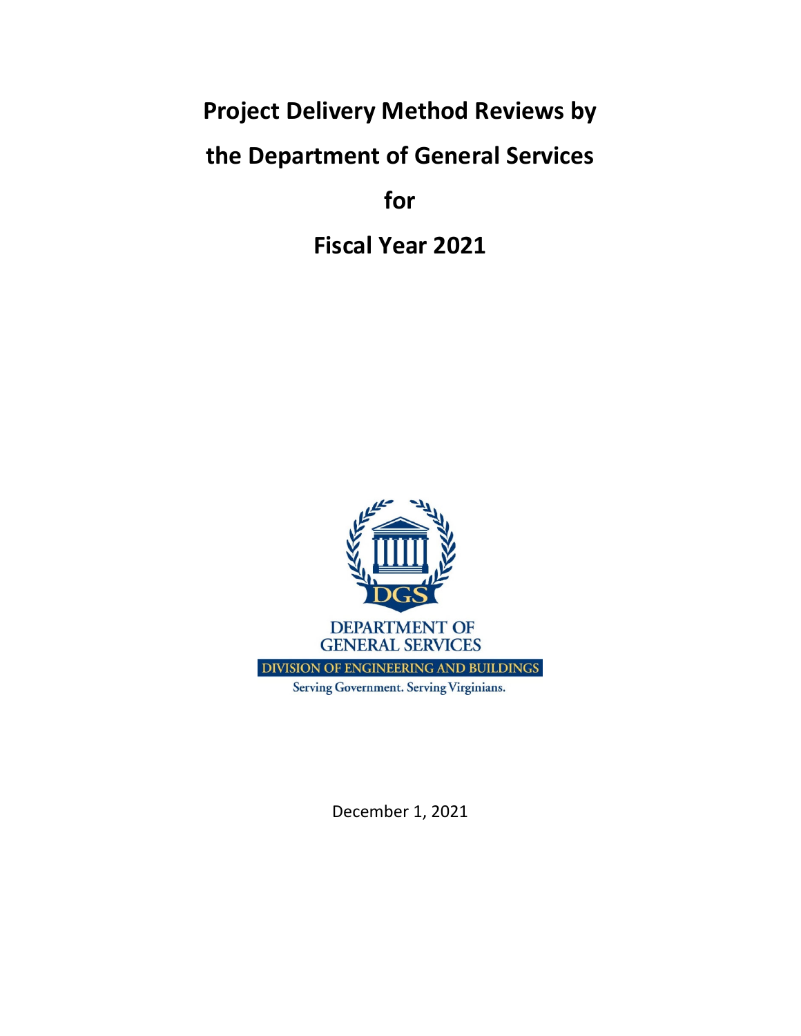# Project Delivery Method Reviews by the Department of General Services for Fiscal Year 2021

DEPARTMENT OF GENERAL SERVICES

DIVISION OF ENGINEERING AND BUILDINGS

Serving Government. Serving Virginians.

December 1, 2021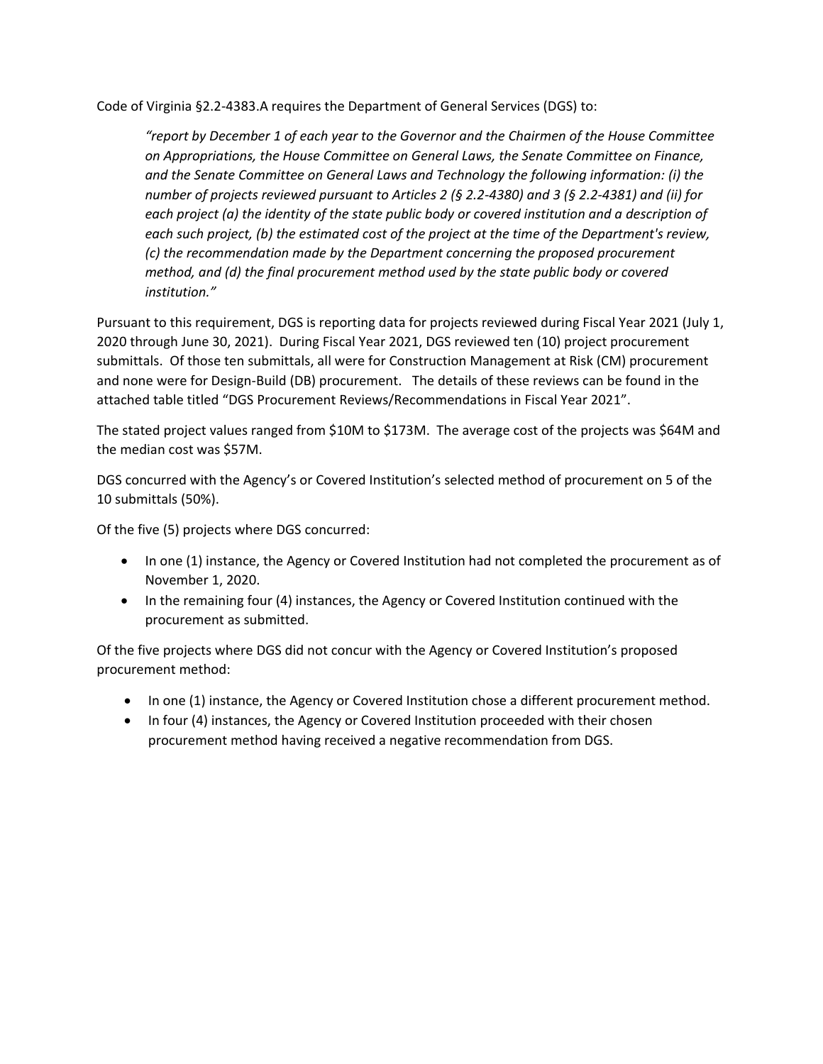Code of Virginia §2.2-4383.A requires the Department of General Services (DGS) to:

> *"report by December 1 of each year to the Governor and the Chairmen of the House Committee on Appropriations, the House Committee on General Laws, the Senate Committee on Finance, and the Senate Committee on General Laws and Technology the following information: (i) the number of projects reviewed pursuant to Articles 2 (§ 2.2-4380) and 3 (§ 2.2-4381) and (ii) for each project (a) the identity of the state public body or covered institution and a description of each such project, (b) the estimated cost of the project at the time of the Department's review, (c) the recommendation made by the Department concerning the proposed procurement method, and (d) the final procurement method used by the state public body or covered institution."*

Pursuant to this requirement, DGS is reporting data for projects reviewed during Fiscal Year 2021 (July 1, 2020 through June 30, 2021). During Fiscal Year 2021, DGS reviewed ten (10) project procurement submittals. Of those ten submittals, all were for Construction Management at Risk (CM) procurement and none were for Design-Build (DB) procurement. The details of these reviews can be found in the attached table titled "DGS Procurement Reviews/Recommendations in Fiscal Year 2021".

The stated project values ranged from $10M to $173M. The average cost of the projects was $64M and the median cost was $57M.

DGS concurred with the Agency's or Covered Institution's selected method of procurement on 5 of the 10 submittals (50%).

Of the five (5) projects where DGS concurred:

- In one (1) instance, the Agency or Covered Institution had not completed the procurement as of November 1, 2020.
- In the remaining four (4) instances, the Agency or Covered Institution continued with the procurement as submitted.

Of the five projects where DGS did not concur with the Agency or Covered Institution's proposed procurement method:

- In one (1) instance, the Agency or Covered Institution chose a different procurement method.
- In four (4) instances, the Agency or Covered Institution proceeded with their chosen procurement method having received a negative recommendation from DGS.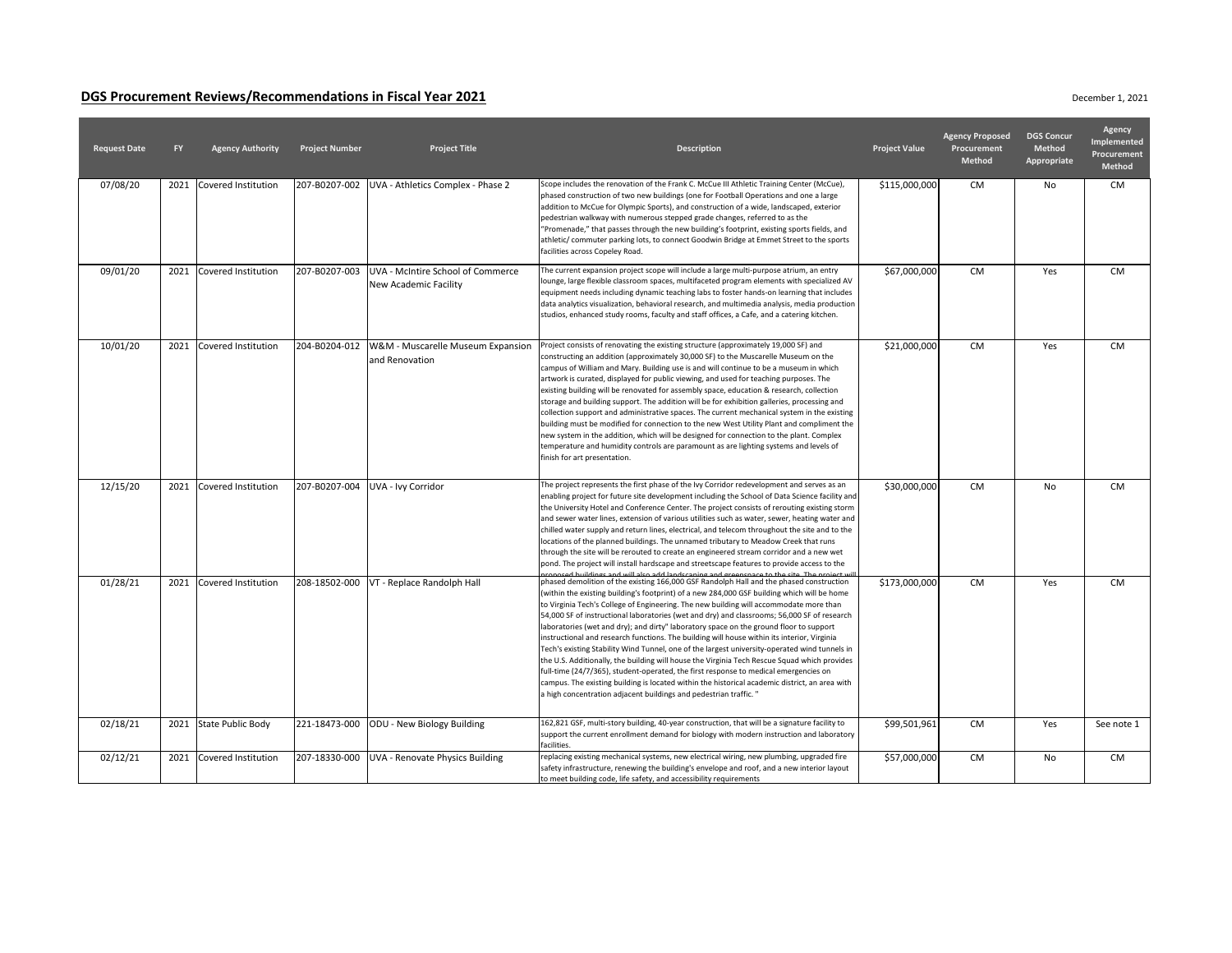## DGS Procurement Reviews/Recommendations in Fiscal Year 2021

December 1, 2021

| Request Date | FY | Agency Authority | Project Number | Project Title | Description | Project Value | Agency Proposed Procurement Method | DGS Concur Method Appropriate | Agency Implemented Procurement Method |
|---|---|---|---|---|---|---|---|---|---|
| 07/08/20 | 2021 | Covered Institution | 207-B0207-002 | UVA - Athletics Complex - Phase 2 | Scope includes the renovation of the Frank C. McCue III Athletic Training Center (McCue), phased construction of two new buildings (one for Football Operations and one a large addition to McCue for Olympic Sports), and construction of a wide, landscaped, exterior pedestrian walkway with numerous stepped grade changes, referred to as the "Promenade," that passes through the new building's footprint, existing sports fields, and athletic/ commuter parking lots, to connect Goodwin Bridge at Emmet Street to the sports facilities across Copeley Road. | $115,000,000 | CM | No | CM |
| 09/01/20 | 2021 | Covered Institution | 207-B0207-003 | UVA - McIntire School of Commerce New Academic Facility | The current expansion project scope will include a large multi-purpose atrium, an entry lounge, large flexible classroom spaces, multifaceted program elements with specialized AV equipment needs including dynamic teaching labs to foster hands-on learning that includes data analytics visualization, behavioral research, and multimedia analysis, media production studios, enhanced study rooms, faculty and staff offices, a Cafe, and a catering kitchen. | $67,000,000 | CM | Yes | CM |
| 10/01/20 | 2021 | Covered Institution | 204-B0204-012 | W&M - Muscarelle Museum Expansion and Renovation | Project consists of renovating the existing structure (approximately 19,000 SF) and constructing an addition (approximately 30,000 SF) to the Muscarelle Museum on the campus of William and Mary. Building use is and will continue to be a museum in which artwork is curated, displayed for public viewing, and used for teaching purposes. The existing building will be renovated for assembly space, education & research, collection storage and building support. The addition will be for exhibition galleries, processing and collection support and administrative spaces. The current mechanical system in the existing building must be modified for connection to the new West Utility Plant and compliment the new system in the addition, which will be designed for connection to the plant. Complex temperature and humidity controls are paramount as are lighting systems and levels of finish for art presentation. | $21,000,000 | CM | Yes | CM |
| 12/15/20 | 2021 | Covered Institution | 207-B0207-004 | UVA - Ivy Corridor | The project represents the first phase of the Ivy Corridor redevelopment and serves as an enabling project for future site development including the School of Data Science facility and the University Hotel and Conference Center. The project consists of rerouting existing storm and sewer water lines, extension of various utilities such as water, sewer, heating water and chilled water supply and return lines, electrical, and telecom throughout the site and to the locations of the planned buildings. The unnamed tributary to Meadow Creek that runs through the site will be rerouted to create an engineered stream corridor and a new wet pond. The project will install hardscape and streetscape features to provide access to the proposed buildings and will also add landscaping and greenspace to the site. The project will | $30,000,000 | CM | No | CM |
| 01/28/21 | 2021 | Covered Institution | 208-18502-000 | VT - Replace Randolph Hall | phased demolition of the existing 166,000 GSF Randolph Hall and the phased construction (within the existing building's footprint) of a new 284,000 GSF building which will be home to Virginia Tech's College of Engineering. The new building will accommodate more than 54,000 SF of instructional laboratories (wet and dry) and classrooms; 56,000 SF of research laboratories (wet and dry); and dirty" laboratory space on the ground floor to support instructional and research functions. The building will house within its interior, Virginia Tech's existing Stability Wind Tunnel, one of the largest university-operated wind tunnels in the U.S. Additionally, the building will house the Virginia Tech Rescue Squad which provides full-time (24/7/365), student-operated, the first response to medical emergencies on campus. The existing building is located within the historical academic district, an area with a high concentration adjacent buildings and pedestrian traffic. " | $173,000,000 | CM | Yes | CM |
| 02/18/21 | 2021 | State Public Body | 221-18473-000 | ODU - New Biology Building | 162,821 GSF, multi-story building, 40-year construction, that will be a signature facility to support the current enrollment demand for biology with modern instruction and laboratory facilities. | $99,501,961 | CM | Yes | See note 1 |
| 02/12/21 | 2021 | Covered Institution | 207-18330-000 | UVA - Renovate Physics Building | replacing existing mechanical systems, new electrical wiring, new plumbing, upgraded fire safety infrastructure, renewing the building's envelope and roof, and a new interior layout to meet building code, life safety, and accessibility requirements | $57,000,000 | CM | No | CM |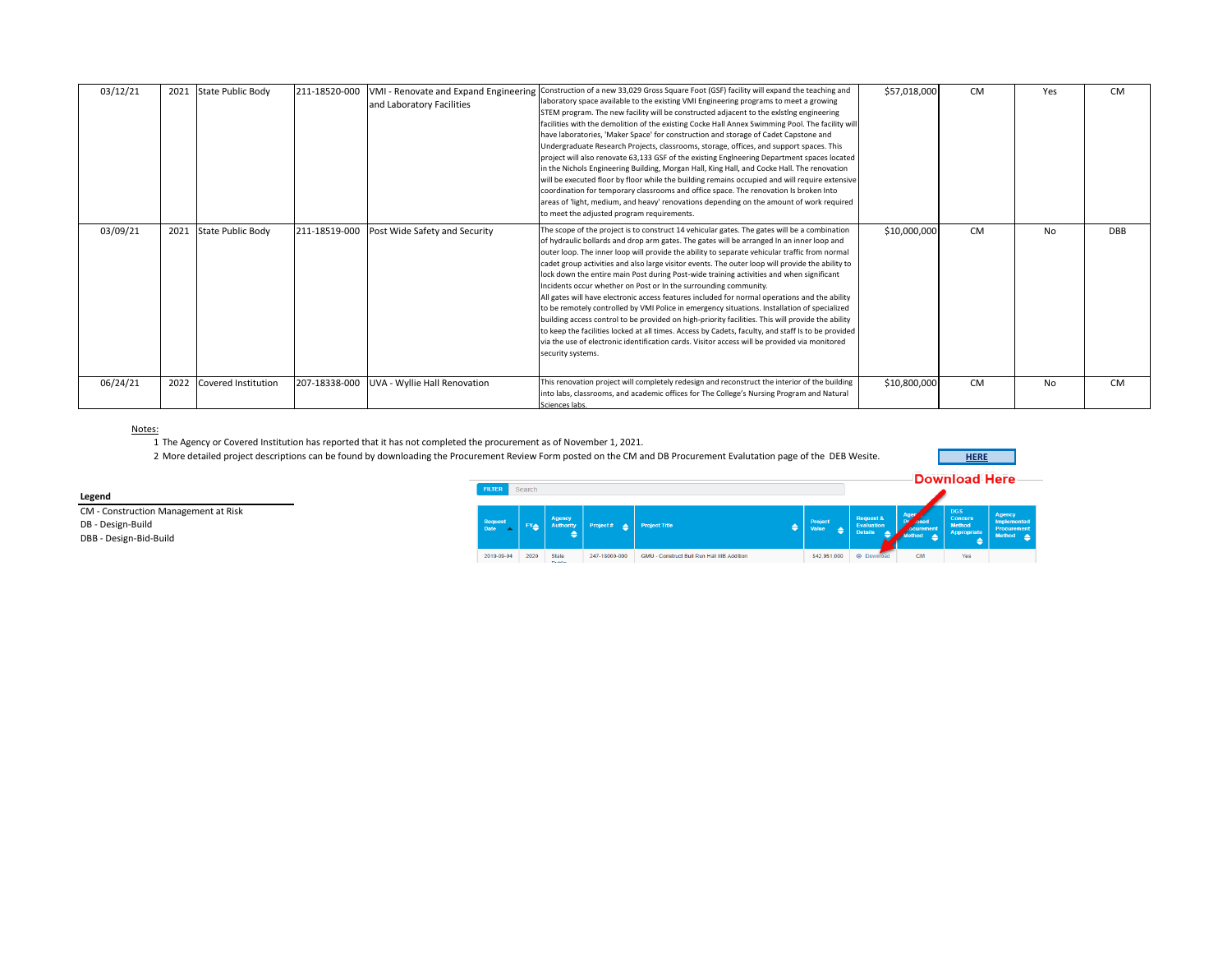| | | | | | | | | | |
|---|---|---|---|---|---|---|---|---|---|
| 03/12/21 | 2021 | State Public Body | 211-18520-000 | VMI - Renovate and Expand Engineering and Laboratory Facilities | Construction of a new 33,029 Gross Square Foot (GSF) facility will expand the teaching and laboratory space available to the existing VMI Engineering programs to meet a growing STEM program. The new facility will be constructed adjacent to the existing engineering facilities with the demolition of the existing Cocke Hall Annex Swimming Pool. The facility will have laboratories, 'Maker Space' for construction and storage of Cadet Capstone and Undergraduate Research Projects, classrooms, storage, offices, and support spaces. This project will also renovate 63,133 GSF of the existing Engineering Department spaces located in the Nichols Engineering Building, Morgan Hall, King Hall, and Cocke Hall. The renovation will be executed floor by floor while the building remains occupied and will require extensive coordination for temporary classrooms and office space. The renovation Is broken Into areas of 'light, medium, and heavy' renovations depending on the amount of work required to meet the adjusted program requirements. | $57,018,000 | CM | Yes | CM |
| 03/09/21 | 2021 | State Public Body | 211-18519-000 | Post Wide Safety and Security | The scope of the project is to construct 14 vehicular gates. The gates will be a combination of hydraulic bollards and drop arm gates. The gates will be arranged In an inner loop and outer loop. The inner loop will provide the ability to separate vehicular traffic from normal cadet group activities and also large visitor events. The outer loop will provide the ability to lock down the entire main Post during Post-wide training activities and when significant Incidents occur whether on Post or In the surrounding community. All gates will have electronic access features included for normal operations and the ability to be remotely controlled by VMI Police in emergency situations. Installation of specialized building access control to be provided on high-priority facilities. This will provide the ability to keep the facilities locked at all times. Access by Cadets, faculty, and staff Is to be provided via the use of electronic identification cards. Visitor access will be provided via monitored security systems. | $10,000,000 | CM | No | DBB |
| 06/24/21 | 2022 | Covered Institution | 207-18338-000 | UVA - Wyllie Hall Renovation | This renovation project will completely redesign and reconstruct the interior of the building into labs, classrooms, and academic offices for The College's Nursing Program and Natural Sciences labs. | $10,800,000 | CM | No | CM |

Notes:

1 The Agency or Covered Institution has reported that it has not completed the procurement as of November 1, 2021.

2 More detailed project descriptions can be found by downloading the Procurement Review Form posted on the CM and DB Procurement Evalutation page of the DEB Wesite. **HERE**

**Legend**

CM - Construction Management at Risk
DB - Design-Build
DBB - Design-Bid-Build

Download Here

FILTER Search

Request Date | FY | Agency Authority | Project # | Project Title | Project Value | Request & Evaluation Details | Agency Proposed Procurement Method | DGS Concurs Method Appropriate | Agency Implemented Procurement Method

2019-09-04 | 2020 | State Public | 247-18000-000 | GMU - Construct Bull Run Hall IIIB Addition | $42,951,000 | Download | CM | Yes